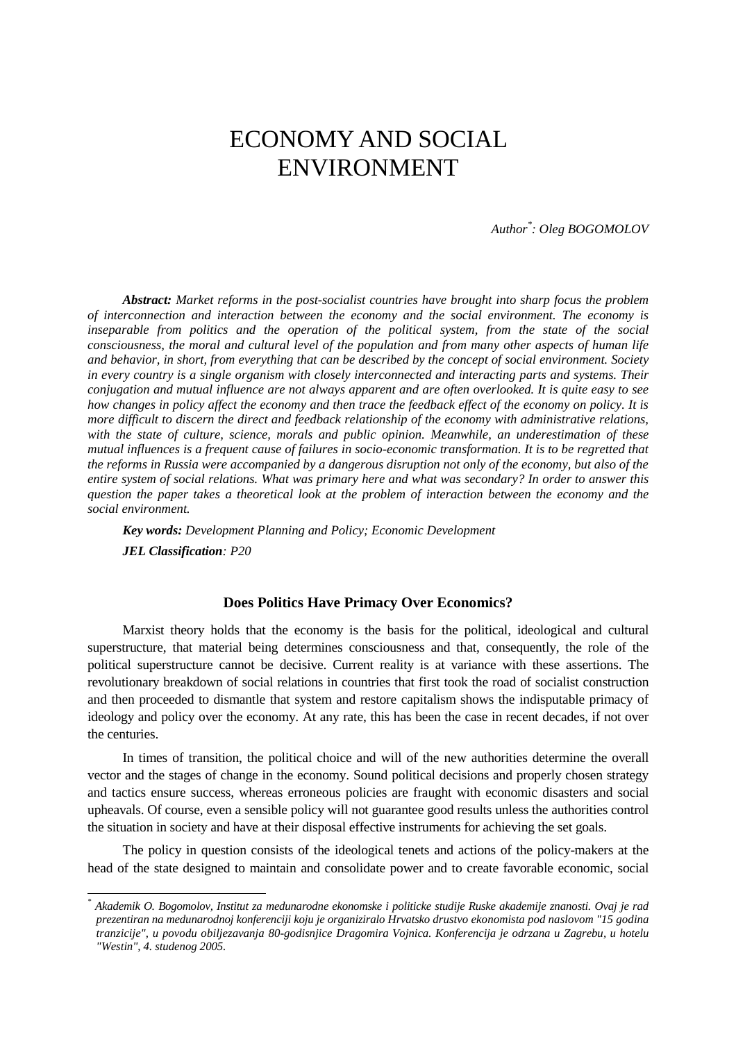# ECONOMY AND SOCIAL ENVIRONMENT

*Author[*]: Oleg BOGOMOLOV*

***Abstract:** Market reforms in the post-socialist countries have brought into sharp focus the problem of interconnection and interaction between the economy and the social environment. The economy is inseparable from politics and the operation of the political system, from the state of the social consciousness, the moral and cultural level of the population and from many other aspects of human life and behavior, in short, from everything that can be described by the concept of social environment. Society in every country is a single organism with closely interconnected and interacting parts and systems. Their conjugation and mutual influence are not always apparent and are often overlooked. It is quite easy to see how changes in policy affect the economy and then trace the feedback effect of the economy on policy. It is more difficult to discern the direct and feedback relationship of the economy with administrative relations, with the state of culture, science, morals and public opinion. Meanwhile, an underestimation of these mutual influences is a frequent cause of failures in socio-economic transformation. It is to be regretted that the reforms in Russia were accompanied by a dangerous disruption not only of the economy, but also of the entire system of social relations. What was primary here and what was secondary? In order to answer this question the paper takes a theoretical look at the problem of interaction between the economy and the social environment.*

***Key words:** Development Planning and Policy; Economic Development*

***JEL Classification**: P20*

## Does Politics Have Primacy Over Economics?

Marxist theory holds that the economy is the basis for the political, ideological and cultural superstructure, that material being determines consciousness and that, consequently, the role of the political superstructure cannot be decisive. Current reality is at variance with these assertions. The revolutionary breakdown of social relations in countries that first took the road of socialist construction and then proceeded to dismantle that system and restore capitalism shows the indisputable primacy of ideology and policy over the economy. At any rate, this has been the case in recent decades, if not over the centuries.

In times of transition, the political choice and will of the new authorities determine the overall vector and the stages of change in the economy. Sound political decisions and properly chosen strategy and tactics ensure success, whereas erroneous policies are fraught with economic disasters and social upheavals. Of course, even a sensible policy will not guarantee good results unless the authorities control the situation in society and have at their disposal effective instruments for achieving the set goals.

The policy in question consists of the ideological tenets and actions of the policy-makers at the head of the state designed to maintain and consolidate power and to create favorable economic, social

---

[*] *Akademik O. Bogomolov, Institut za medunarodne ekonomske i politicke studije Ruske akademije znanosti. Ovaj je rad prezentiran na medunarodnoj konferenciji koju je organiziralo Hrvatsko drustvo ekonomista pod naslovom "15 godina tranzicije", u povodu obiljezavanja 80-godisnjice Dragomira Vojnica. Konferencija je odrzana u Zagrebu, u hotelu "Westin", 4. studenog 2005.*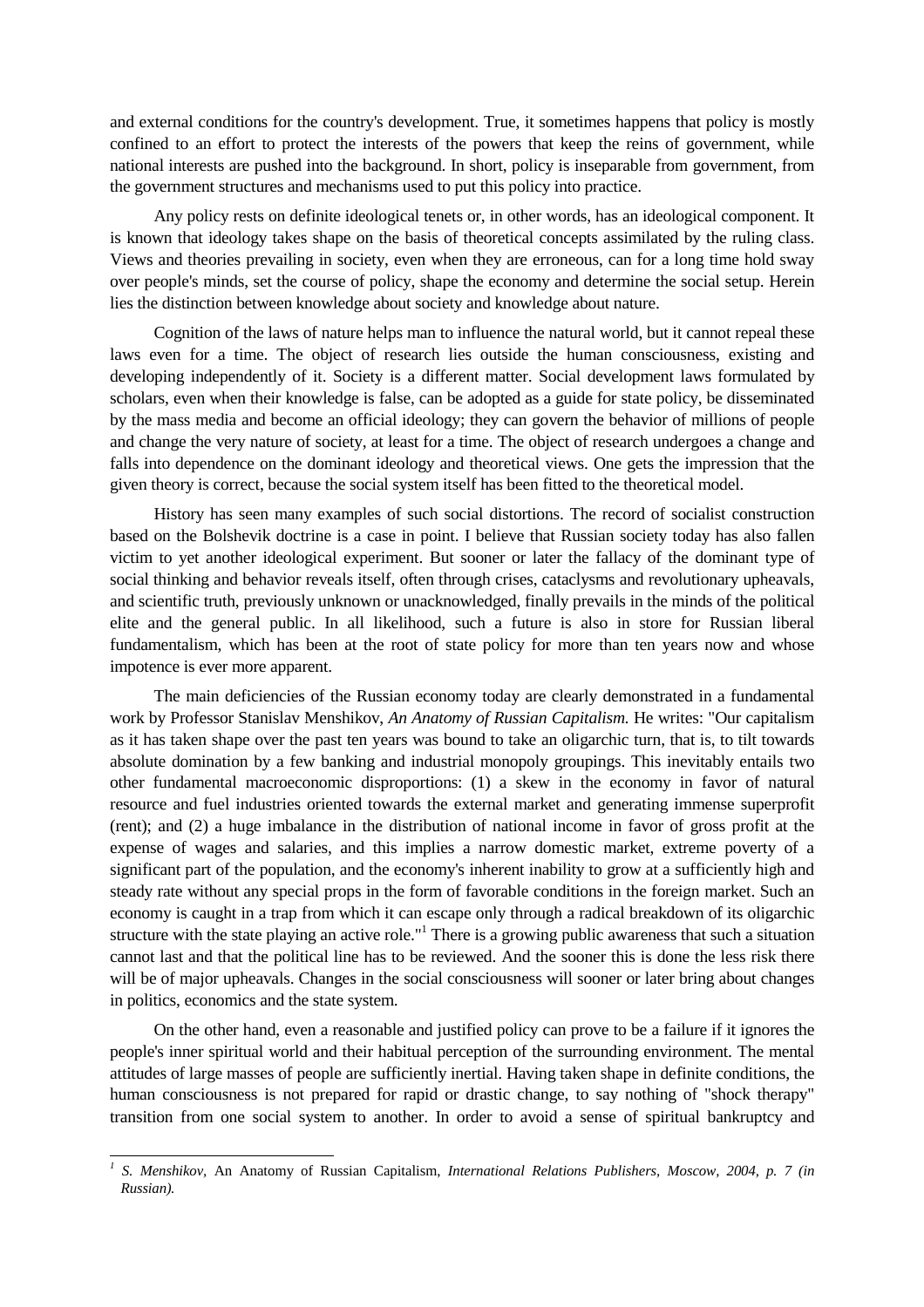and external conditions for the country's development. True, it sometimes happens that policy is mostly confined to an effort to protect the interests of the powers that keep the reins of government, while national interests are pushed into the background. In short, policy is inseparable from government, from the government structures and mechanisms used to put this policy into practice.

Any policy rests on definite ideological tenets or, in other words, has an ideological component. It is known that ideology takes shape on the basis of theoretical concepts assimilated by the ruling class. Views and theories prevailing in society, even when they are erroneous, can for a long time hold sway over people's minds, set the course of policy, shape the economy and determine the social setup. Herein lies the distinction between knowledge about society and knowledge about nature.

Cognition of the laws of nature helps man to influence the natural world, but it cannot repeal these laws even for a time. The object of research lies outside the human consciousness, existing and developing independently of it. Society is a different matter. Social development laws formulated by scholars, even when their knowledge is false, can be adopted as a guide for state policy, be disseminated by the mass media and become an official ideology; they can govern the behavior of millions of people and change the very nature of society, at least for a time. The object of research undergoes a change and falls into dependence on the dominant ideology and theoretical views. One gets the impression that the given theory is correct, because the social system itself has been fitted to the theoretical model.

History has seen many examples of such social distortions. The record of socialist construction based on the Bolshevik doctrine is a case in point. I believe that Russian society today has also fallen victim to yet another ideological experiment. But sooner or later the fallacy of the dominant type of social thinking and behavior reveals itself, often through crises, cataclysms and revolutionary upheavals, and scientific truth, previously unknown or unacknowledged, finally prevails in the minds of the political elite and the general public. In all likelihood, such a future is also in store for Russian liberal fundamentalism, which has been at the root of state policy for more than ten years now and whose impotence is ever more apparent.

The main deficiencies of the Russian economy today are clearly demonstrated in a fundamental work by Professor Stanislav Menshikov, *An Anatomy of Russian Capitalism.* He writes: "Our capitalism as it has taken shape over the past ten years was bound to take an oligarchic turn, that is, to tilt towards absolute domination by a few banking and industrial monopoly groupings. This inevitably entails two other fundamental macroeconomic disproportions: (1) a skew in the economy in favor of natural resource and fuel industries oriented towards the external market and generating immense superprofit (rent); and (2) a huge imbalance in the distribution of national income in favor of gross profit at the expense of wages and salaries, and this implies a narrow domestic market, extreme poverty of a significant part of the population, and the economy's inherent inability to grow at a sufficiently high and steady rate without any special props in the form of favorable conditions in the foreign market. Such an economy is caught in a trap from which it can escape only through a radical breakdown of its oligarchic structure with the state playing an active role."[1] There is a growing public awareness that such a situation cannot last and that the political line has to be reviewed. And the sooner this is done the less risk there will be of major upheavals. Changes in the social consciousness will sooner or later bring about changes in politics, economics and the state system.

On the other hand, even a reasonable and justified policy can prove to be a failure if it ignores the people's inner spiritual world and their habitual perception of the surrounding environment. The mental attitudes of large masses of people are sufficiently inertial. Having taken shape in definite conditions, the human consciousness is not prepared for rapid or drastic change, to say nothing of "shock therapy" transition from one social system to another. In order to avoid a sense of spiritual bankruptcy and

---

[1] *S. Menshikov,* An Anatomy of Russian Capitalism*, International Relations Publishers, Moscow, 2004, p. 7 (in Russian).*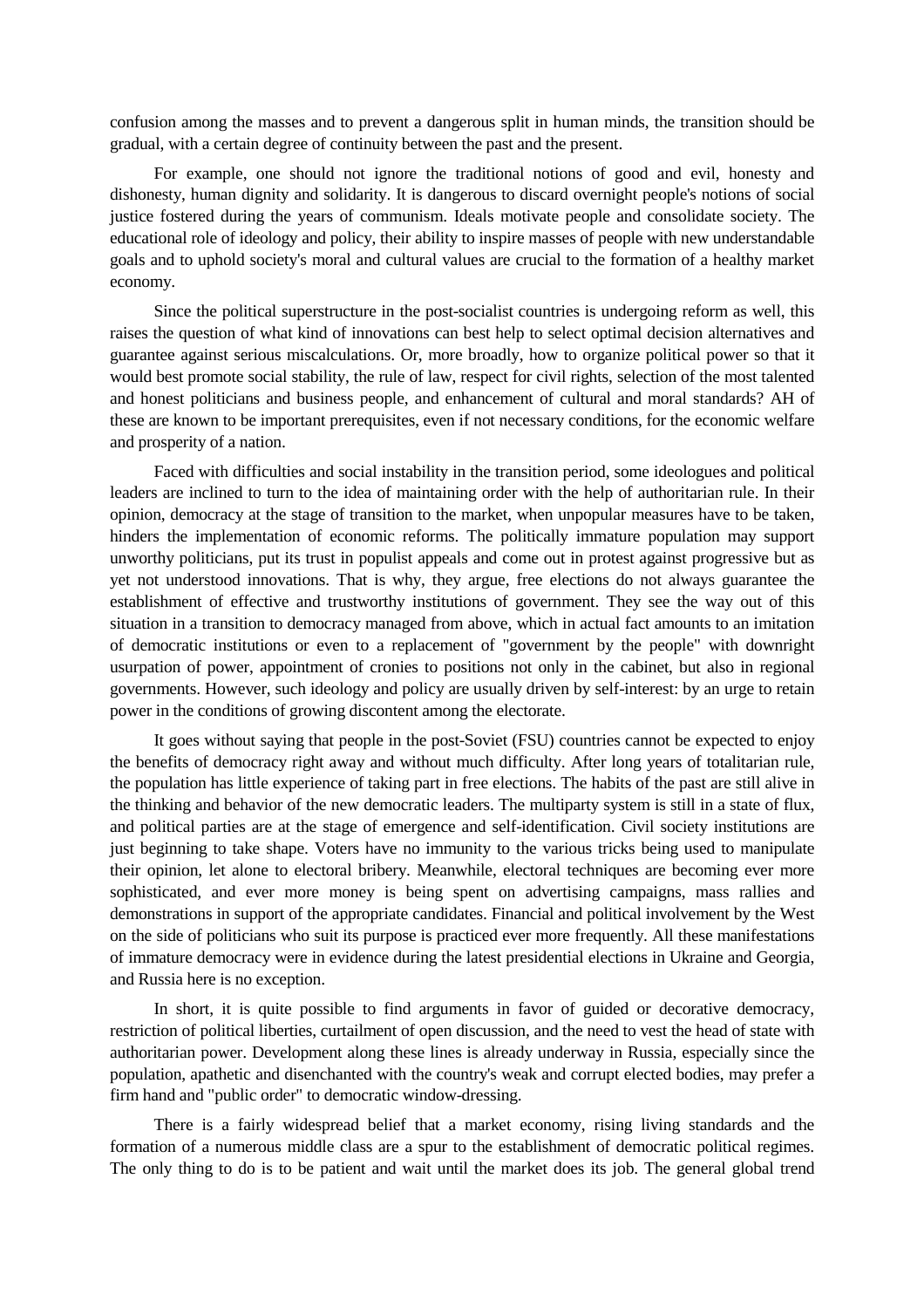confusion among the masses and to prevent a dangerous split in human minds, the transition should be gradual, with a certain degree of continuity between the past and the present.

For example, one should not ignore the traditional notions of good and evil, honesty and dishonesty, human dignity and solidarity. It is dangerous to discard overnight people's notions of social justice fostered during the years of communism. Ideals motivate people and consolidate society. The educational role of ideology and policy, their ability to inspire masses of people with new understandable goals and to uphold society's moral and cultural values are crucial to the formation of a healthy market economy.

Since the political superstructure in the post-socialist countries is undergoing reform as well, this raises the question of what kind of innovations can best help to select optimal decision alternatives and guarantee against serious miscalculations. Or, more broadly, how to organize political power so that it would best promote social stability, the rule of law, respect for civil rights, selection of the most talented and honest politicians and business people, and enhancement of cultural and moral standards? AH of these are known to be important prerequisites, even if not necessary conditions, for the economic welfare and prosperity of a nation.

Faced with difficulties and social instability in the transition period, some ideologues and political leaders are inclined to turn to the idea of maintaining order with the help of authoritarian rule. In their opinion, democracy at the stage of transition to the market, when unpopular measures have to be taken, hinders the implementation of economic reforms. The politically immature population may support unworthy politicians, put its trust in populist appeals and come out in protest against progressive but as yet not understood innovations. That is why, they argue, free elections do not always guarantee the establishment of effective and trustworthy institutions of government. They see the way out of this situation in a transition to democracy managed from above, which in actual fact amounts to an imitation of democratic institutions or even to a replacement of "government by the people" with downright usurpation of power, appointment of cronies to positions not only in the cabinet, but also in regional governments. However, such ideology and policy are usually driven by self-interest: by an urge to retain power in the conditions of growing discontent among the electorate.

It goes without saying that people in the post-Soviet (FSU) countries cannot be expected to enjoy the benefits of democracy right away and without much difficulty. After long years of totalitarian rule, the population has little experience of taking part in free elections. The habits of the past are still alive in the thinking and behavior of the new democratic leaders. The multiparty system is still in a state of flux, and political parties are at the stage of emergence and self-identification. Civil society institutions are just beginning to take shape. Voters have no immunity to the various tricks being used to manipulate their opinion, let alone to electoral bribery. Meanwhile, electoral techniques are becoming ever more sophisticated, and ever more money is being spent on advertising campaigns, mass rallies and demonstrations in support of the appropriate candidates. Financial and political involvement by the West on the side of politicians who suit its purpose is practiced ever more frequently. All these manifestations of immature democracy were in evidence during the latest presidential elections in Ukraine and Georgia, and Russia here is no exception.

In short, it is quite possible to find arguments in favor of guided or decorative democracy, restriction of political liberties, curtailment of open discussion, and the need to vest the head of state with authoritarian power. Development along these lines is already underway in Russia, especially since the population, apathetic and disenchanted with the country's weak and corrupt elected bodies, may prefer a firm hand and "public order" to democratic window-dressing.

There is a fairly widespread belief that a market economy, rising living standards and the formation of a numerous middle class are a spur to the establishment of democratic political regimes. The only thing to do is to be patient and wait until the market does its job. The general global trend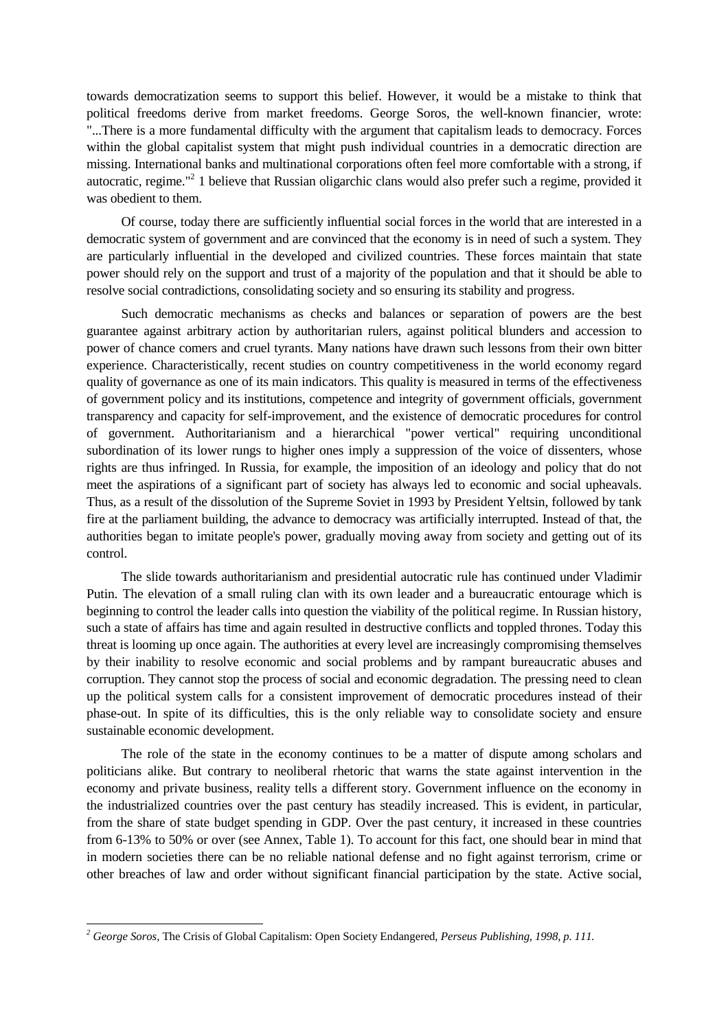towards democratization seems to support this belief. However, it would be a mistake to think that political freedoms derive from market freedoms. George Soros, the well-known financier, wrote: "...There is a more fundamental difficulty with the argument that capitalism leads to democracy. Forces within the global capitalist system that might push individual countries in a democratic direction are missing. International banks and multinational corporations often feel more comfortable with a strong, if autocratic, regime."[2] 1 believe that Russian oligarchic clans would also prefer such a regime, provided it was obedient to them.

Of course, today there are sufficiently influential social forces in the world that are interested in a democratic system of government and are convinced that the economy is in need of such a system. They are particularly influential in the developed and civilized countries. These forces maintain that state power should rely on the support and trust of a majority of the population and that it should be able to resolve social contradictions, consolidating society and so ensuring its stability and progress.

Such democratic mechanisms as checks and balances or separation of powers are the best guarantee against arbitrary action by authoritarian rulers, against political blunders and accession to power of chance comers and cruel tyrants. Many nations have drawn such lessons from their own bitter experience. Characteristically, recent studies on country competitiveness in the world economy regard quality of governance as one of its main indicators. This quality is measured in terms of the effectiveness of government policy and its institutions, competence and integrity of government officials, government transparency and capacity for self-improvement, and the existence of democratic procedures for control of government. Authoritarianism and a hierarchical "power vertical" requiring unconditional subordination of its lower rungs to higher ones imply a suppression of the voice of dissenters, whose rights are thus infringed. In Russia, for example, the imposition of an ideology and policy that do not meet the aspirations of a significant part of society has always led to economic and social upheavals. Thus, as a result of the dissolution of the Supreme Soviet in 1993 by President Yeltsin, followed by tank fire at the parliament building, the advance to democracy was artificially interrupted. Instead of that, the authorities began to imitate people's power, gradually moving away from society and getting out of its control.

The slide towards authoritarianism and presidential autocratic rule has continued under Vladimir Putin. The elevation of a small ruling clan with its own leader and a bureaucratic entourage which is beginning to control the leader calls into question the viability of the political regime. In Russian history, such a state of affairs has time and again resulted in destructive conflicts and toppled thrones. Today this threat is looming up once again. The authorities at every level are increasingly compromising themselves by their inability to resolve economic and social problems and by rampant bureaucratic abuses and corruption. They cannot stop the process of social and economic degradation. The pressing need to clean up the political system calls for a consistent improvement of democratic procedures instead of their phase-out. In spite of its difficulties, this is the only reliable way to consolidate society and ensure sustainable economic development.

The role of the state in the economy continues to be a matter of dispute among scholars and politicians alike. But contrary to neoliberal rhetoric that warns the state against intervention in the economy and private business, reality tells a different story. Government influence on the economy in the industrialized countries over the past century has steadily increased. This is evident, in particular, from the share of state budget spending in GDP. Over the past century, it increased in these countries from 6-13% to 50% or over (see Annex, Table 1). To account for this fact, one should bear in mind that in modern societies there can be no reliable national defense and no fight against terrorism, crime or other breaches of law and order without significant financial participation by the state. Active social,

---

[2] *George Soros,* The Crisis of Global Capitalism: Open Society Endangered, *Perseus Publishing, 1998, p. 111.*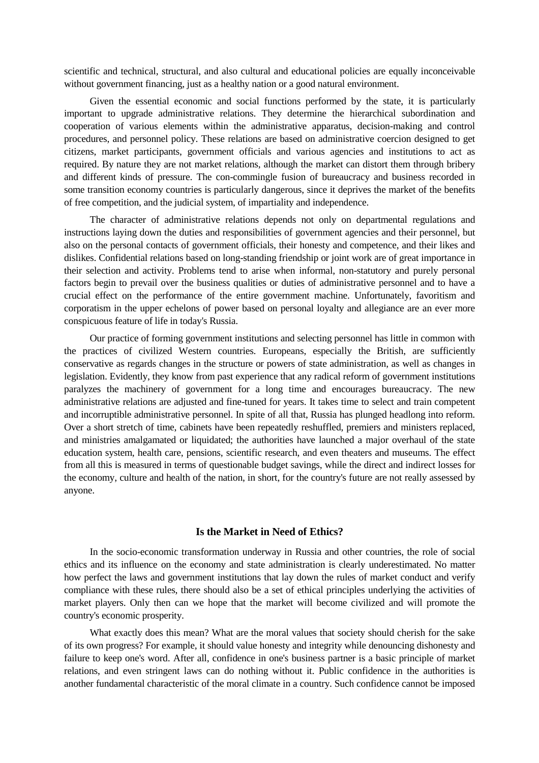scientific and technical, structural, and also cultural and educational policies are equally inconceivable without government financing, just as a healthy nation or a good natural environment.

Given the essential economic and social functions performed by the state, it is particularly important to upgrade administrative relations. They determine the hierarchical subordination and cooperation of various elements within the administrative apparatus, decision-making and control procedures, and personnel policy. These relations are based on administrative coercion designed to get citizens, market participants, government officials and various agencies and institutions to act as required. By nature they are not market relations, although the market can distort them through bribery and different kinds of pressure. The con-commingle fusion of bureaucracy and business recorded in some transition economy countries is particularly dangerous, since it deprives the market of the benefits of free competition, and the judicial system, of impartiality and independence.

The character of administrative relations depends not only on departmental regulations and instructions laying down the duties and responsibilities of government agencies and their personnel, but also on the personal contacts of government officials, their honesty and competence, and their likes and dislikes. Confidential relations based on long-standing friendship or joint work are of great importance in their selection and activity. Problems tend to arise when informal, non-statutory and purely personal factors begin to prevail over the business qualities or duties of administrative personnel and to have a crucial effect on the performance of the entire government machine. Unfortunately, favoritism and corporatism in the upper echelons of power based on personal loyalty and allegiance are an ever more conspicuous feature of life in today's Russia.

Our practice of forming government institutions and selecting personnel has little in common with the practices of civilized Western countries. Europeans, especially the British, are sufficiently conservative as regards changes in the structure or powers of state administration, as well as changes in legislation. Evidently, they know from past experience that any radical reform of government institutions paralyzes the machinery of government for a long time and encourages bureaucracy. The new administrative relations are adjusted and fine-tuned for years. It takes time to select and train competent and incorruptible administrative personnel. In spite of all that, Russia has plunged headlong into reform. Over a short stretch of time, cabinets have been repeatedly reshuffled, premiers and ministers replaced, and ministries amalgamated or liquidated; the authorities have launched a major overhaul of the state education system, health care, pensions, scientific research, and even theaters and museums. The effect from all this is measured in terms of questionable budget savings, while the direct and indirect losses for the economy, culture and health of the nation, in short, for the country's future are not really assessed by anyone.

## Is the Market in Need of Ethics?

In the socio-economic transformation underway in Russia and other countries, the role of social ethics and its influence on the economy and state administration is clearly underestimated. No matter how perfect the laws and government institutions that lay down the rules of market conduct and verify compliance with these rules, there should also be a set of ethical principles underlying the activities of market players. Only then can we hope that the market will become civilized and will promote the country's economic prosperity.

What exactly does this mean? What are the moral values that society should cherish for the sake of its own progress? For example, it should value honesty and integrity while denouncing dishonesty and failure to keep one's word. After all, confidence in one's business partner is a basic principle of market relations, and even stringent laws can do nothing without it. Public confidence in the authorities is another fundamental characteristic of the moral climate in a country. Such confidence cannot be imposed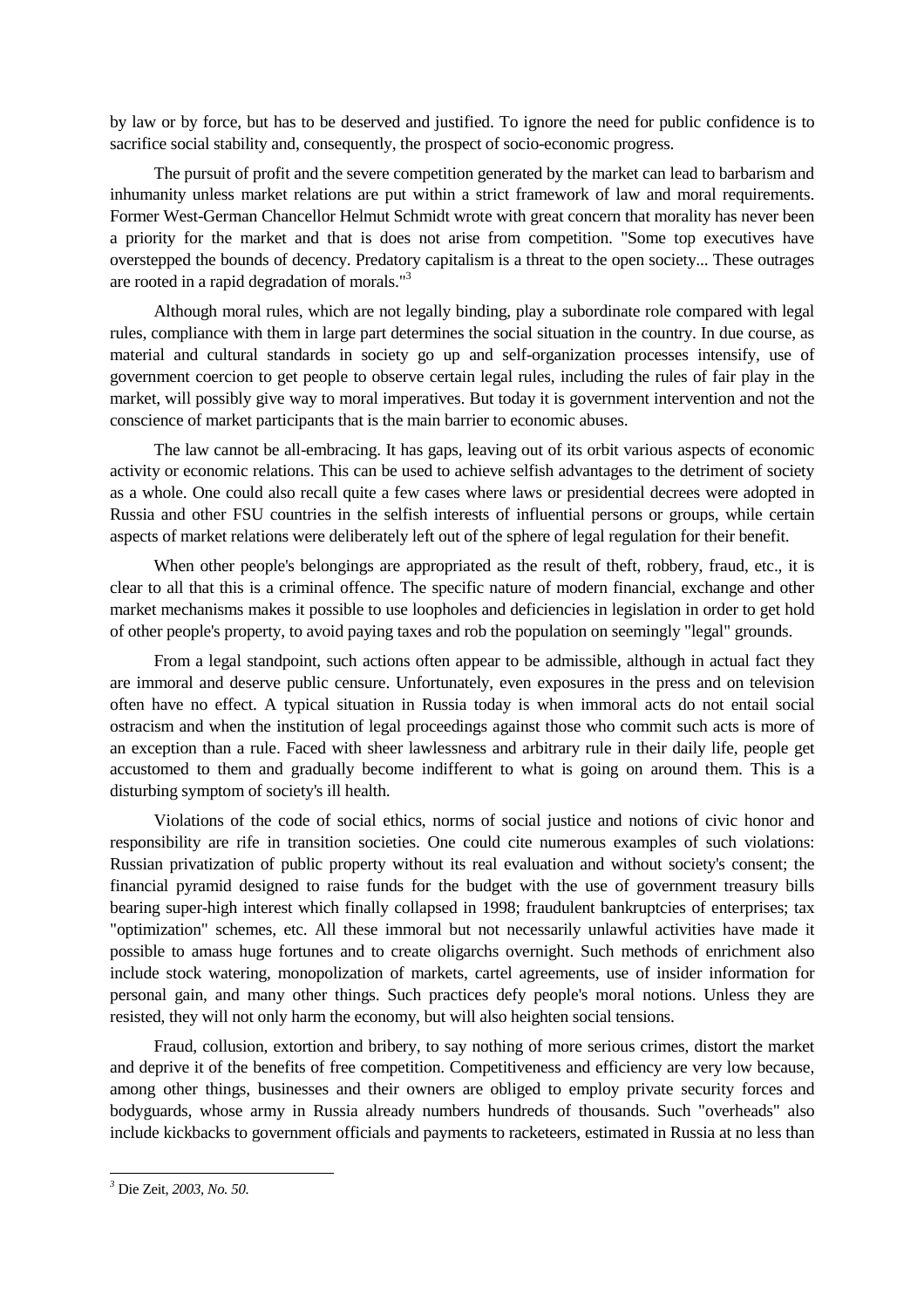by law or by force, but has to be deserved and justified. To ignore the need for public confidence is to sacrifice social stability and, consequently, the prospect of socio-economic progress.

The pursuit of profit and the severe competition generated by the market can lead to barbarism and inhumanity unless market relations are put within a strict framework of law and moral requirements. Former West-German Chancellor Helmut Schmidt wrote with great concern that morality has never been a priority for the market and that is does not arise from competition. "Some top executives have overstepped the bounds of decency. Predatory capitalism is a threat to the open society... These outrages are rooted in a rapid degradation of morals."[3]

Although moral rules, which are not legally binding, play a subordinate role compared with legal rules, compliance with them in large part determines the social situation in the country. In due course, as material and cultural standards in society go up and self-organization processes intensify, use of government coercion to get people to observe certain legal rules, including the rules of fair play in the market, will possibly give way to moral imperatives. But today it is government intervention and not the conscience of market participants that is the main barrier to economic abuses.

The law cannot be all-embracing. It has gaps, leaving out of its orbit various aspects of economic activity or economic relations. This can be used to achieve selfish advantages to the detriment of society as a whole. One could also recall quite a few cases where laws or presidential decrees were adopted in Russia and other FSU countries in the selfish interests of influential persons or groups, while certain aspects of market relations were deliberately left out of the sphere of legal regulation for their benefit.

When other people's belongings are appropriated as the result of theft, robbery, fraud, etc., it is clear to all that this is a criminal offence. The specific nature of modern financial, exchange and other market mechanisms makes it possible to use loopholes and deficiencies in legislation in order to get hold of other people's property, to avoid paying taxes and rob the population on seemingly "legal" grounds.

From a legal standpoint, such actions often appear to be admissible, although in actual fact they are immoral and deserve public censure. Unfortunately, even exposures in the press and on television often have no effect. A typical situation in Russia today is when immoral acts do not entail social ostracism and when the institution of legal proceedings against those who commit such acts is more of an exception than a rule. Faced with sheer lawlessness and arbitrary rule in their daily life, people get accustomed to them and gradually become indifferent to what is going on around them. This is a disturbing symptom of society's ill health.

Violations of the code of social ethics, norms of social justice and notions of civic honor and responsibility are rife in transition societies. One could cite numerous examples of such violations: Russian privatization of public property without its real evaluation and without society's consent; the financial pyramid designed to raise funds for the budget with the use of government treasury bills bearing super-high interest which finally collapsed in 1998; fraudulent bankruptcies of enterprises; tax "optimization" schemes, etc. All these immoral but not necessarily unlawful activities have made it possible to amass huge fortunes and to create oligarchs overnight. Such methods of enrichment also include stock watering, monopolization of markets, cartel agreements, use of insider information for personal gain, and many other things. Such practices defy people's moral notions. Unless they are resisted, they will not only harm the economy, but will also heighten social tensions.

Fraud, collusion, extortion and bribery, to say nothing of more serious crimes, distort the market and deprive it of the benefits of free competition. Competitiveness and efficiency are very low because, among other things, businesses and their owners are obliged to employ private security forces and bodyguards, whose army in Russia already numbers hundreds of thousands. Such "overheads" also include kickbacks to government officials and payments to racketeers, estimated in Russia at no less than

---

[3] Die Zeit, *2003, No. 50.*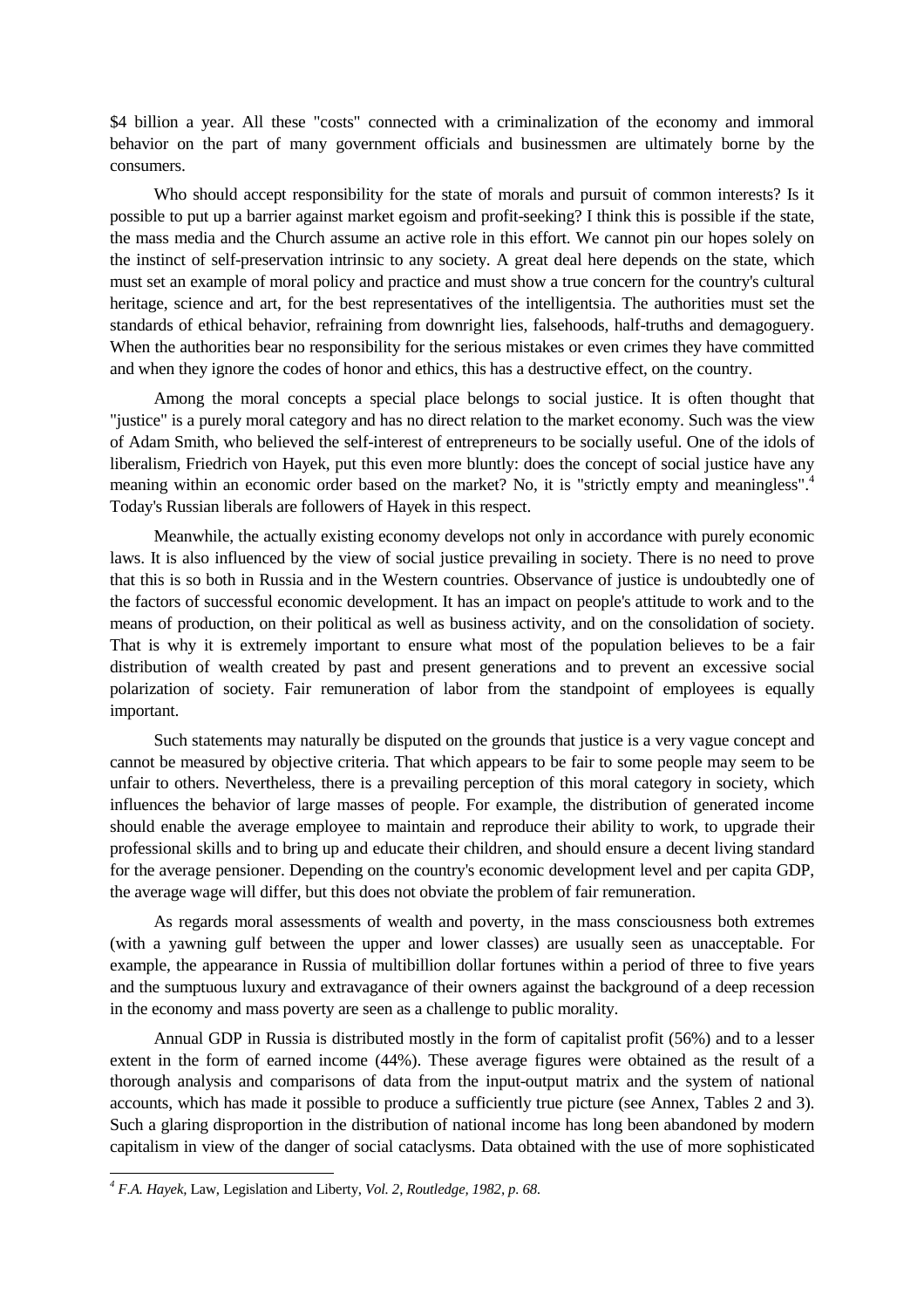$4 billion a year. All these "costs" connected with a criminalization of the economy and immoral behavior on the part of many government officials and businessmen are ultimately borne by the consumers.

Who should accept responsibility for the state of morals and pursuit of common interests? Is it possible to put up a barrier against market egoism and profit-seeking? I think this is possible if the state, the mass media and the Church assume an active role in this effort. We cannot pin our hopes solely on the instinct of self-preservation intrinsic to any society. A great deal here depends on the state, which must set an example of moral policy and practice and must show a true concern for the country's cultural heritage, science and art, for the best representatives of the intelligentsia. The authorities must set the standards of ethical behavior, refraining from downright lies, falsehoods, half-truths and demagoguery. When the authorities bear no responsibility for the serious mistakes or even crimes they have committed and when they ignore the codes of honor and ethics, this has a destructive effect, on the country.

Among the moral concepts a special place belongs to social justice. It is often thought that "justice" is a purely moral category and has no direct relation to the market economy. Such was the view of Adam Smith, who believed the self-interest of entrepreneurs to be socially useful. One of the idols of liberalism, Friedrich von Hayek, put this even more bluntly: does the concept of social justice have any meaning within an economic order based on the market? No, it is "strictly empty and meaningless".[4] Today's Russian liberals are followers of Hayek in this respect.

Meanwhile, the actually existing economy develops not only in accordance with purely economic laws. It is also influenced by the view of social justice prevailing in society. There is no need to prove that this is so both in Russia and in the Western countries. Observance of justice is undoubtedly one of the factors of successful economic development. It has an impact on people's attitude to work and to the means of production, on their political as well as business activity, and on the consolidation of society. That is why it is extremely important to ensure what most of the population believes to be a fair distribution of wealth created by past and present generations and to prevent an excessive social polarization of society. Fair remuneration of labor from the standpoint of employees is equally important.

Such statements may naturally be disputed on the grounds that justice is a very vague concept and cannot be measured by objective criteria. That which appears to be fair to some people may seem to be unfair to others. Nevertheless, there is a prevailing perception of this moral category in society, which influences the behavior of large masses of people. For example, the distribution of generated income should enable the average employee to maintain and reproduce their ability to work, to upgrade their professional skills and to bring up and educate their children, and should ensure a decent living standard for the average pensioner. Depending on the country's economic development level and per capita GDP, the average wage will differ, but this does not obviate the problem of fair remuneration.

As regards moral assessments of wealth and poverty, in the mass consciousness both extremes (with a yawning gulf between the upper and lower classes) are usually seen as unacceptable. For example, the appearance in Russia of multibillion dollar fortunes within a period of three to five years and the sumptuous luxury and extravagance of their owners against the background of a deep recession in the economy and mass poverty are seen as a challenge to public morality.

Annual GDP in Russia is distributed mostly in the form of capitalist profit (56%) and to a lesser extent in the form of earned income (44%). These average figures were obtained as the result of a thorough analysis and comparisons of data from the input-output matrix and the system of national accounts, which has made it possible to produce a sufficiently true picture (see Annex, Tables 2 and 3). Such a glaring disproportion in the distribution of national income has long been abandoned by modern capitalism in view of the danger of social cataclysms. Data obtained with the use of more sophisticated

---

[4] *F.A. Hayek*, Law, Legislation and Liberty, *Vol. 2, Routledge, 1982, p. 68.*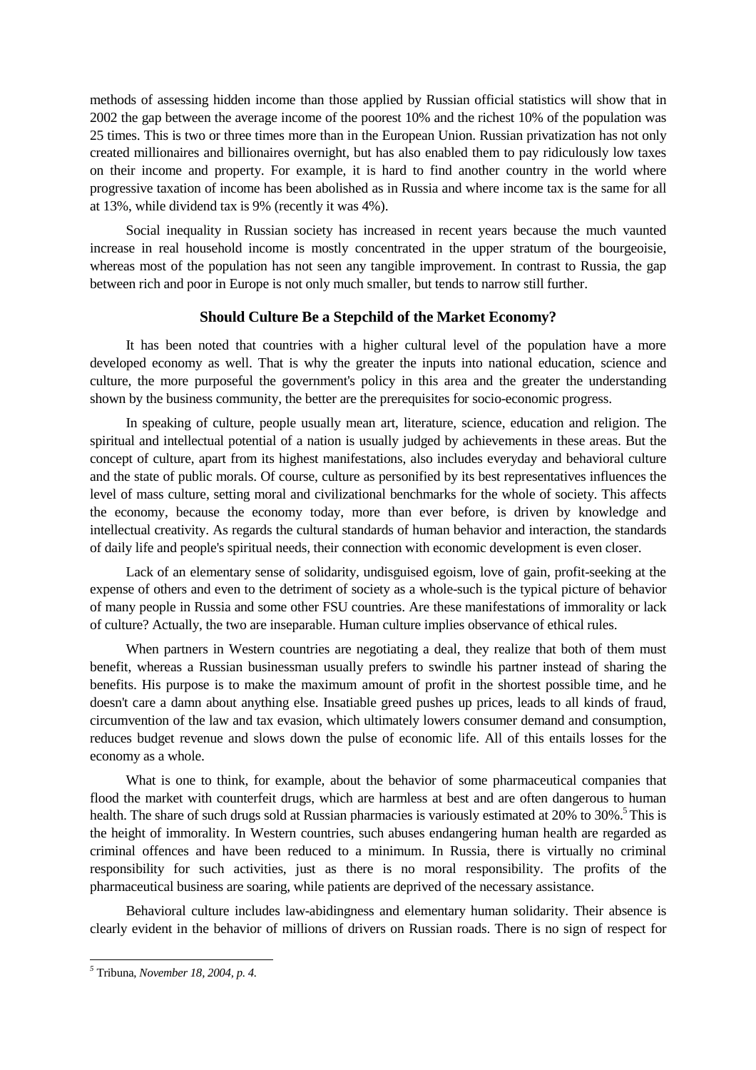methods of assessing hidden income than those applied by Russian official statistics will show that in 2002 the gap between the average income of the poorest 10% and the richest 10% of the population was 25 times. This is two or three times more than in the European Union. Russian privatization has not only created millionaires and billionaires overnight, but has also enabled them to pay ridiculously low taxes on their income and property. For example, it is hard to find another country in the world where progressive taxation of income has been abolished as in Russia and where income tax is the same for all at 13%, while dividend tax is 9% (recently it was 4%).

Social inequality in Russian society has increased in recent years because the much vaunted increase in real household income is mostly concentrated in the upper stratum of the bourgeoisie, whereas most of the population has not seen any tangible improvement. In contrast to Russia, the gap between rich and poor in Europe is not only much smaller, but tends to narrow still further.

### Should Culture Be a Stepchild of the Market Economy?

It has been noted that countries with a higher cultural level of the population have a more developed economy as well. That is why the greater the inputs into national education, science and culture, the more purposeful the government's policy in this area and the greater the understanding shown by the business community, the better are the prerequisites for socio-economic progress.

In speaking of culture, people usually mean art, literature, science, education and religion. The spiritual and intellectual potential of a nation is usually judged by achievements in these areas. But the concept of culture, apart from its highest manifestations, also includes everyday and behavioral culture and the state of public morals. Of course, culture as personified by its best representatives influences the level of mass culture, setting moral and civilizational benchmarks for the whole of society. This affects the economy, because the economy today, more than ever before, is driven by knowledge and intellectual creativity. As regards the cultural standards of human behavior and interaction, the standards of daily life and people's spiritual needs, their connection with economic development is even closer.

Lack of an elementary sense of solidarity, undisguised egoism, love of gain, profit-seeking at the expense of others and even to the detriment of society as a whole-such is the typical picture of behavior of many people in Russia and some other FSU countries. Are these manifestations of immorality or lack of culture? Actually, the two are inseparable. Human culture implies observance of ethical rules.

When partners in Western countries are negotiating a deal, they realize that both of them must benefit, whereas a Russian businessman usually prefers to swindle his partner instead of sharing the benefits. His purpose is to make the maximum amount of profit in the shortest possible time, and he doesn't care a damn about anything else. Insatiable greed pushes up prices, leads to all kinds of fraud, circumvention of the law and tax evasion, which ultimately lowers consumer demand and consumption, reduces budget revenue and slows down the pulse of economic life. All of this entails losses for the economy as a whole.

What is one to think, for example, about the behavior of some pharmaceutical companies that flood the market with counterfeit drugs, which are harmless at best and are often dangerous to human health. The share of such drugs sold at Russian pharmacies is variously estimated at 20% to 30%.[5] This is the height of immorality. In Western countries, such abuses endangering human health are regarded as criminal offences and have been reduced to a minimum. In Russia, there is virtually no criminal responsibility for such activities, just as there is no moral responsibility. The profits of the pharmaceutical business are soaring, while patients are deprived of the necessary assistance.

Behavioral culture includes law-abidingness and elementary human solidarity. Their absence is clearly evident in the behavior of millions of drivers on Russian roads. There is no sign of respect for

---

[5] Tribuna, *November 18, 2004, p. 4.*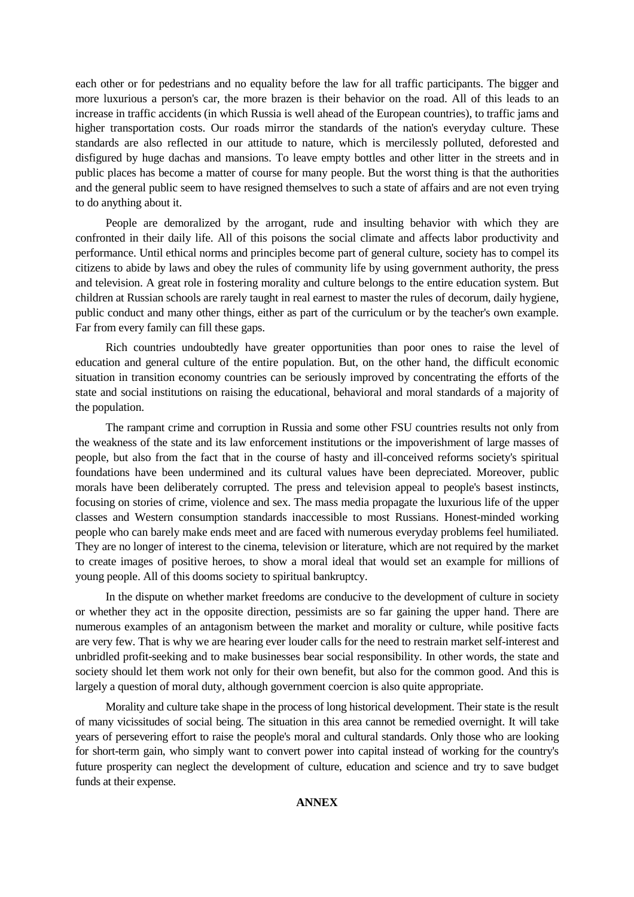each other or for pedestrians and no equality before the law for all traffic participants. The bigger and more luxurious a person's car, the more brazen is their behavior on the road. All of this leads to an increase in traffic accidents (in which Russia is well ahead of the European countries), to traffic jams and higher transportation costs. Our roads mirror the standards of the nation's everyday culture. These standards are also reflected in our attitude to nature, which is mercilessly polluted, deforested and disfigured by huge dachas and mansions. To leave empty bottles and other litter in the streets and in public places has become a matter of course for many people. But the worst thing is that the authorities and the general public seem to have resigned themselves to such a state of affairs and are not even trying to do anything about it.

People are demoralized by the arrogant, rude and insulting behavior with which they are confronted in their daily life. All of this poisons the social climate and affects labor productivity and performance. Until ethical norms and principles become part of general culture, society has to compel its citizens to abide by laws and obey the rules of community life by using government authority, the press and television. A great role in fostering morality and culture belongs to the entire education system. But children at Russian schools are rarely taught in real earnest to master the rules of decorum, daily hygiene, public conduct and many other things, either as part of the curriculum or by the teacher's own example. Far from every family can fill these gaps.

Rich countries undoubtedly have greater opportunities than poor ones to raise the level of education and general culture of the entire population. But, on the other hand, the difficult economic situation in transition economy countries can be seriously improved by concentrating the efforts of the state and social institutions on raising the educational, behavioral and moral standards of a majority of the population.

The rampant crime and corruption in Russia and some other FSU countries results not only from the weakness of the state and its law enforcement institutions or the impoverishment of large masses of people, but also from the fact that in the course of hasty and ill-conceived reforms society's spiritual foundations have been undermined and its cultural values have been depreciated. Moreover, public morals have been deliberately corrupted. The press and television appeal to people's basest instincts, focusing on stories of crime, violence and sex. The mass media propagate the luxurious life of the upper classes and Western consumption standards inaccessible to most Russians. Honest-minded working people who can barely make ends meet and are faced with numerous everyday problems feel humiliated. They are no longer of interest to the cinema, television or literature, which are not required by the market to create images of positive heroes, to show a moral ideal that would set an example for millions of young people. All of this dooms society to spiritual bankruptcy.

In the dispute on whether market freedoms are conducive to the development of culture in society or whether they act in the opposite direction, pessimists are so far gaining the upper hand. There are numerous examples of an antagonism between the market and morality or culture, while positive facts are very few. That is why we are hearing ever louder calls for the need to restrain market self-interest and unbridled profit-seeking and to make businesses bear social responsibility. In other words, the state and society should let them work not only for their own benefit, but also for the common good. And this is largely a question of moral duty, although government coercion is also quite appropriate.

Morality and culture take shape in the process of long historical development. Their state is the result of many vicissitudes of social being. The situation in this area cannot be remedied overnight. It will take years of persevering effort to raise the people's moral and cultural standards. Only those who are looking for short-term gain, who simply want to convert power into capital instead of working for the country's future prosperity can neglect the development of culture, education and science and try to save budget funds at their expense.

**ANNEX**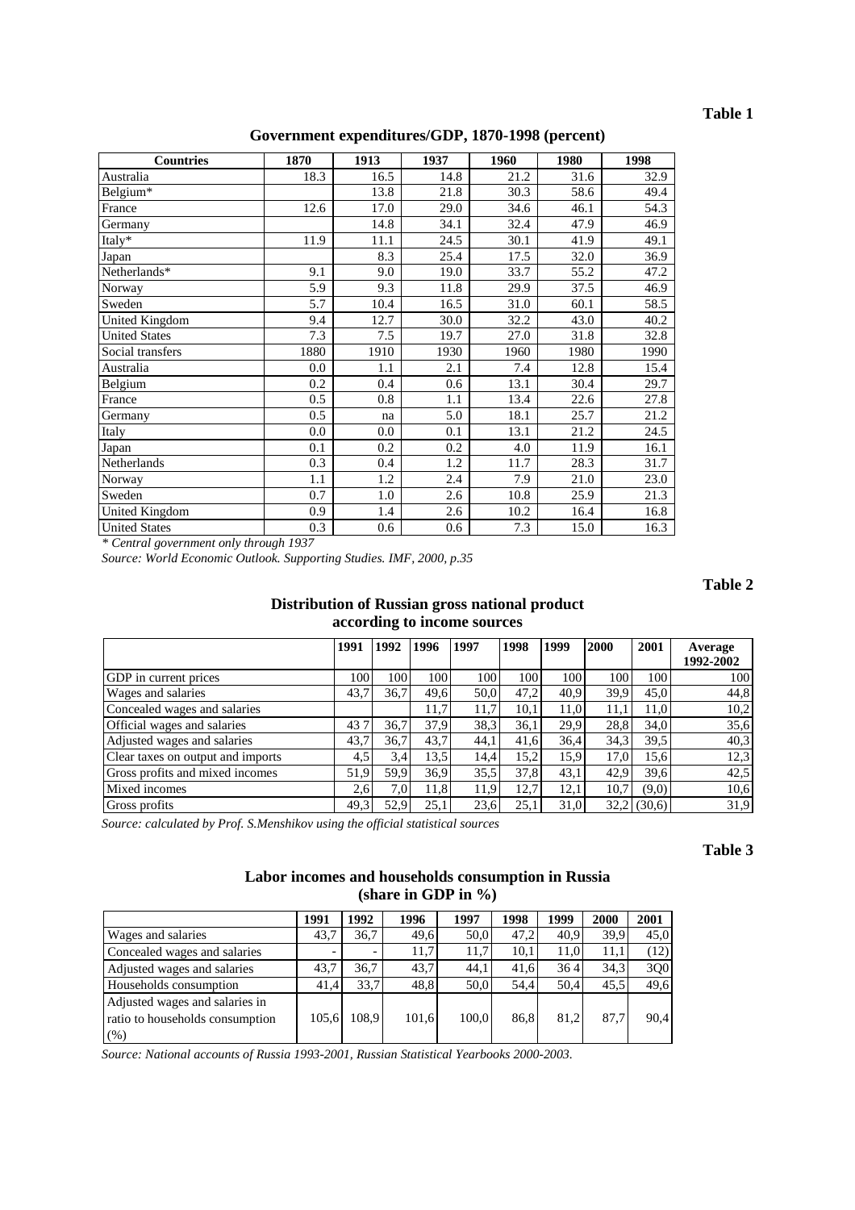**Table 1**

**Government expenditures/GDP, 1870-1998 (percent)**

| Countries | 1870 | 1913 | 1937 | 1960 | 1980 | 1998 |
|---|---|---|---|---|---|---|
| Australia | 18.3 | 16.5 | 14.8 | 21.2 | 31.6 | 32.9 |
| Belgium* | | 13.8 | 21.8 | 30.3 | 58.6 | 49.4 |
| France | 12.6 | 17.0 | 29.0 | 34.6 | 46.1 | 54.3 |
| Germany | | 14.8 | 34.1 | 32.4 | 47.9 | 46.9 |
| Italy* | 11.9 | 11.1 | 24.5 | 30.1 | 41.9 | 49.1 |
| Japan | | 8.3 | 25.4 | 17.5 | 32.0 | 36.9 |
| Netherlands* | 9.1 | 9.0 | 19.0 | 33.7 | 55.2 | 47.2 |
| Norway | 5.9 | 9.3 | 11.8 | 29.9 | 37.5 | 46.9 |
| Sweden | 5.7 | 10.4 | 16.5 | 31.0 | 60.1 | 58.5 |
| United Kingdom | 9.4 | 12.7 | 30.0 | 32.2 | 43.0 | 40.2 |
| United States | 7.3 | 7.5 | 19.7 | 27.0 | 31.8 | 32.8 |
| Social transfers | 1880 | 1910 | 1930 | 1960 | 1980 | 1990 |
| Australia | 0.0 | 1.1 | 2.1 | 7.4 | 12.8 | 15.4 |
| Belgium | 0.2 | 0.4 | 0.6 | 13.1 | 30.4 | 29.7 |
| France | 0.5 | 0.8 | 1.1 | 13.4 | 22.6 | 27.8 |
| Germany | 0.5 | na | 5.0 | 18.1 | 25.7 | 21.2 |
| Italy | 0.0 | 0.0 | 0.1 | 13.1 | 21.2 | 24.5 |
| Japan | 0.1 | 0.2 | 0.2 | 4.0 | 11.9 | 16.1 |
| Netherlands | 0.3 | 0.4 | 1.2 | 11.7 | 28.3 | 31.7 |
| Norway | 1.1 | 1.2 | 2.4 | 7.9 | 21.0 | 23.0 |
| Sweden | 0.7 | 1.0 | 2.6 | 10.8 | 25.9 | 21.3 |
| United Kingdom | 0.9 | 1.4 | 2.6 | 10.2 | 16.4 | 16.8 |
| United States | 0.3 | 0.6 | 0.6 | 7.3 | 15.0 | 16.3 |

*\* Central government only through 1937*

*Source: World Economic Outlook. Supporting Studies. IMF, 2000, p.35*

**Table 2**

**Distribution of Russian gross national product according to income sources**

| | 1991 | 1992 | 1996 | 1997 | 1998 | 1999 | 2000 | 2001 | Average 1992-2002 |
|---|---|---|---|---|---|---|---|---|---|
| GDP in current prices | 100 | 100 | 100 | 100 | 100 | 100 | 100 | 100 | 100 |
| Wages and salaries | 43,7 | 36,7 | 49,6 | 50,0 | 47,2 | 40,9 | 39,9 | 45,0 | 44,8 |
| Concealed wages and salaries | | | 11,7 | 11,7 | 10,1 | 11,0 | 11,1 | 11,0 | 10,2 |
| Official wages and salaries | 43 7 | 36,7 | 37,9 | 38,3 | 36,1 | 29,9 | 28,8 | 34,0 | 35,6 |
| Adjusted wages and salaries | 43,7 | 36,7 | 43,7 | 44,1 | 41,6 | 36,4 | 34,3 | 39,5 | 40,3 |
| Clear taxes on output and imports | 4,5 | 3,4 | 13,5 | 14,4 | 15,2 | 15,9 | 17,0 | 15,6 | 12,3 |
| Gross profits and mixed incomes | 51,9 | 59,9 | 36,9 | 35,5 | 37,8 | 43,1 | 42,9 | 39,6 | 42,5 |
| Mixed incomes | 2,6 | 7,0 | 11,8 | 11,9 | 12,7 | 12,1 | 10,7 | (9,0) | 10,6 |
| Gross profits | 49,3 | 52,9 | 25,1 | 23,6 | 25,1 | 31,0 | 32,2 | (30,6) | 31,9 |

*Source: calculated by Prof. S.Menshikov using the official statistical sources*

**Table 3**

**Labor incomes and households consumption in Russia (share in GDP in %)**

| | 1991 | 1992 | 1996 | 1997 | 1998 | 1999 | 2000 | 2001 |
|---|---|---|---|---|---|---|---|---|
| Wages and salaries | 43,7 | 36,7 | 49,6 | 50,0 | 47,2 | 40,9 | 39,9 | 45,0 |
| Concealed wages and salaries | - | - | 11,7 | 11,7 | 10,1 | 11,0 | 11,1 | (12) |
| Adjusted wages and salaries | 43,7 | 36,7 | 43,7 | 44,1 | 41,6 | 36 4 | 34,3 | 3Q0 |
| Households consumption | 41,4 | 33,7 | 48,8 | 50,0 | 54,4 | 50,4 | 45,5 | 49,6 |
| Adjusted wages and salaries in ratio to households consumption (%) | 105,6 | 108,9 | 101,6 | 100,0 | 86,8 | 81,2 | 87,7 | 90,4 |

*Source: National accounts of Russia 1993-2001, Russian Statistical Yearbooks 2000-2003.*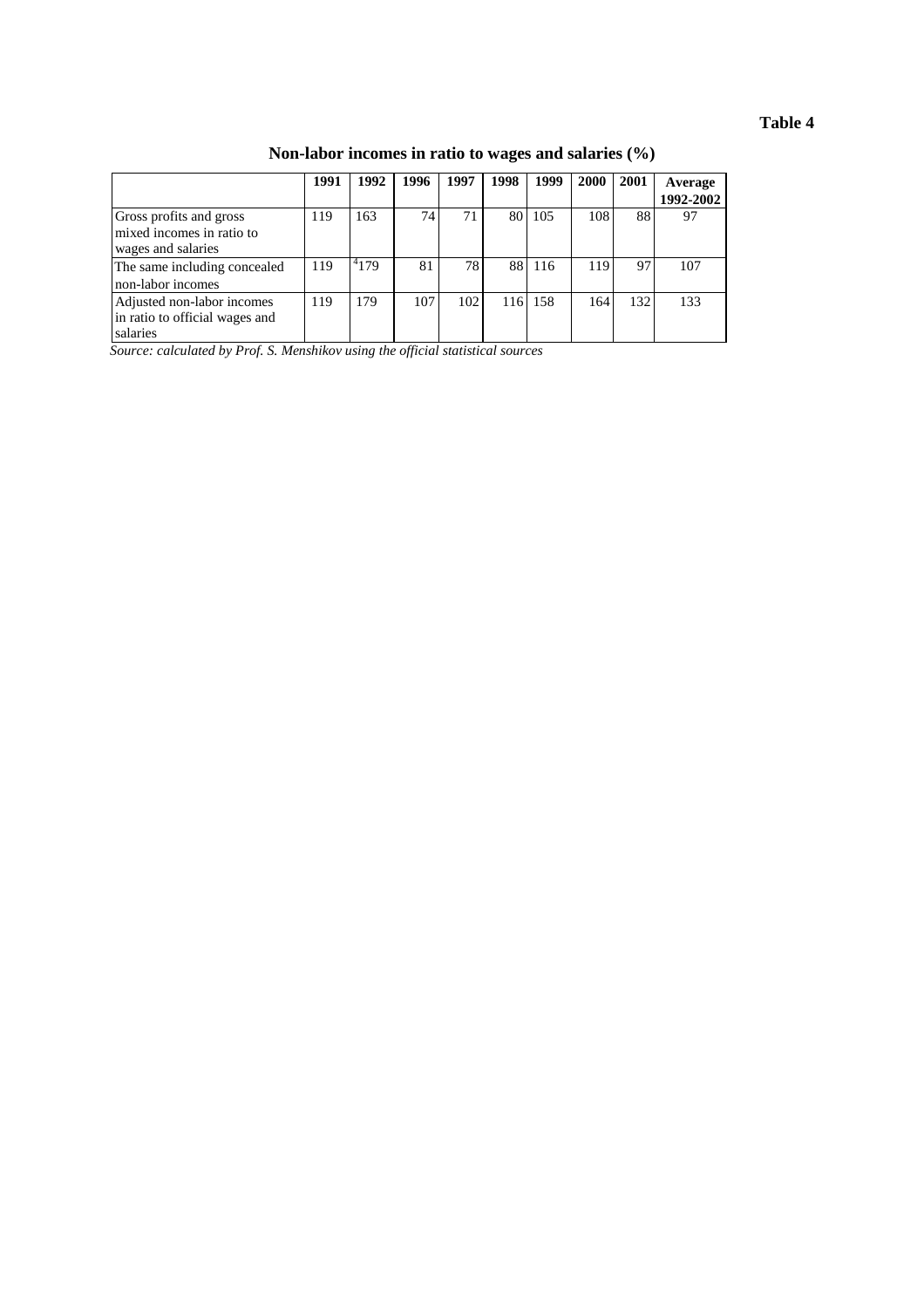**Table 4**

## Non-labor incomes in ratio to wages and salaries (%)

| | 1991 | 1992 | 1996 | 1997 | 1998 | 1999 | 2000 | 2001 | Average 1992-2002 |
|---|---|---|---|---|---|---|---|---|---|
| Gross profits and gross mixed incomes in ratio to wages and salaries | 119 | 163 | 74 | 71 | 80 | 105 | 108 | 88 | 97 |
| The same including concealed non-labor incomes | 119 | [4]179 | 81 | 78 | 88 | 116 | 119 | 97 | 107 |
| Adjusted non-labor incomes in ratio to official wages and salaries | 119 | 179 | 107 | 102 | 116 | 158 | 164 | 132 | 133 |

*Source: calculated by Prof. S. Menshikov using the official statistical sources*